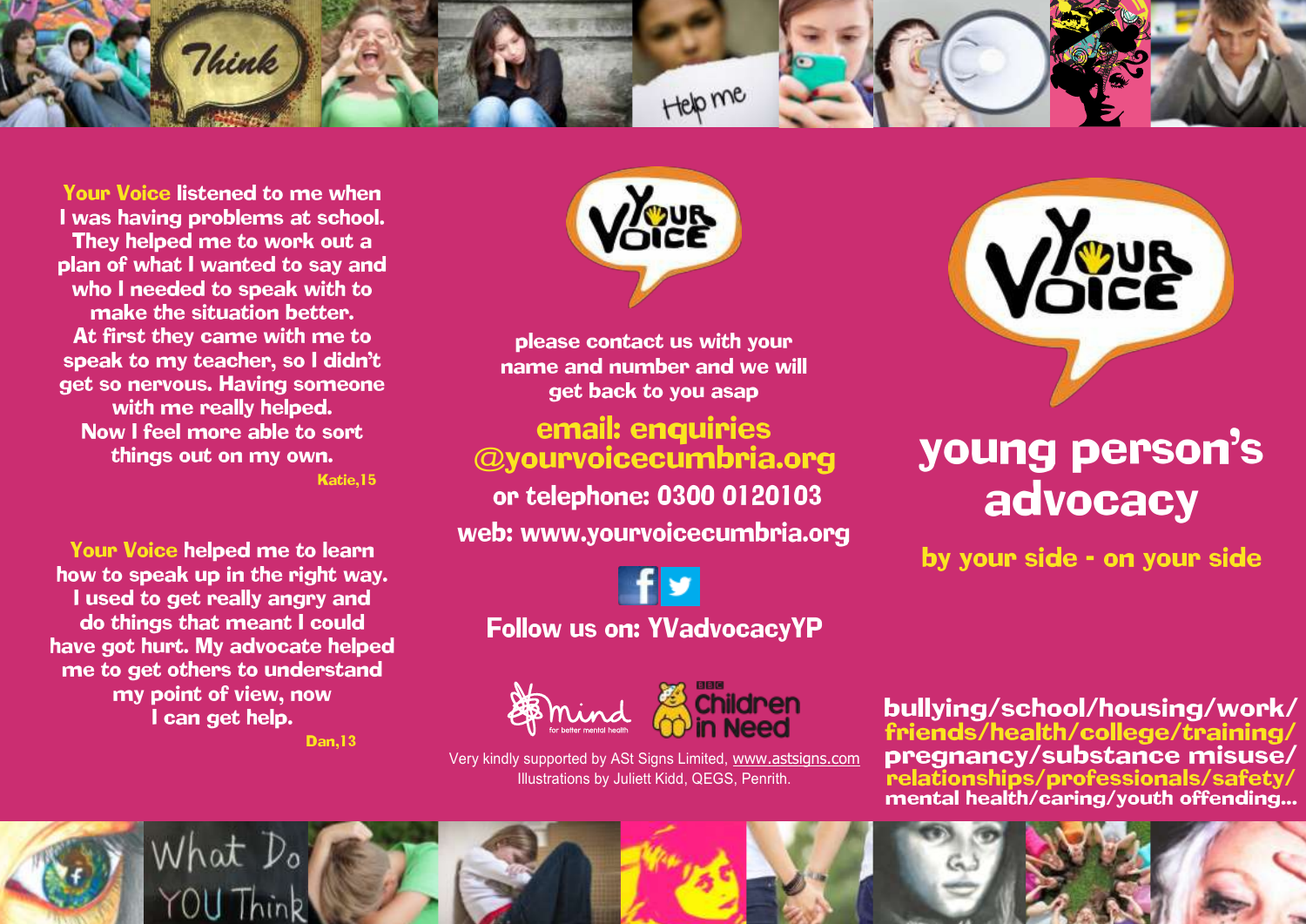**Your Voice** listened to me when I was having problems at school. They helped me to work out a plan of what I wanted to say and who I needed to speak with to make the situation better. At first they came with me to speak to my teacher, so I didn't get so nervous. Having someone with me really helped. Now I feel more able to sort things out on my own.

*Katie,15*

**Your Voice** helped me to learn how to speak up in the right way. I used to get really angry and do things that meant I could have got hurt. My advocate helped me to get others to understand my point of view, now I can get help.

*Dan,13*

please contact us with your name and number and we will get back to you asap

**email: enquiries@yourvoicecumbria.org**

**or telephone: 0300 0120103**

**web: www.yourvoicecumbria.org**

**Follow us on: YVadvocacyYP**

Very kindly supported by ASt Signs Limited, www.astsigns.com
Illustrations by Juliett Kidd, QEGS, Penrith.

# young person's advocacy

## by your side - on your side

**bullying/school/housing/work/ friends/health/college/training/ pregnancy/substance misuse/ relationships/professionals/safety/ mental health/caring/youth offending...**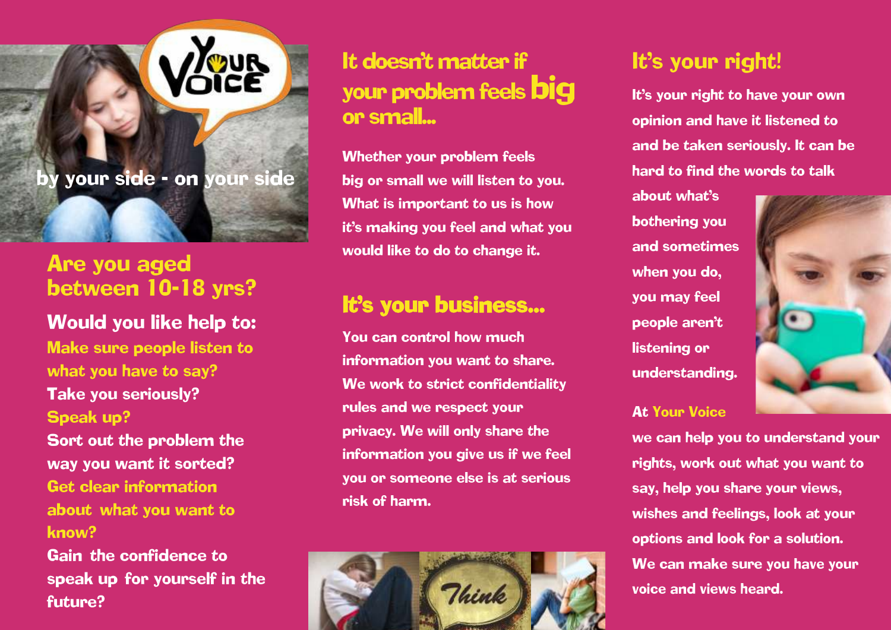Your Voice

by your side - on your side

## Are you aged between 10-18 yrs?

**Would you like help to:**

Make sure people listen to what you have to say?

Take you seriously?

Speak up?

Sort out the problem the way you want it sorted?

Get clear information about what you want to know?

Gain the confidence to speak up for yourself in the future?

## It doesn't matter if your problem feels big or small...

Whether your problem feels big or small we will listen to you. What is important to us is how it's making you feel and what you would like to do to change it.

## It's your business...

You can control how much information you want to share. We work to strict confidentiality rules and we respect your privacy. We will only share the information you give us if we feel you or someone else is at serious risk of harm.

Think

## It's your right!

It's your right to have your own opinion and have it listened to and be taken seriously. It can be hard to find the words to talk about what's bothering you and sometimes when you do, you may feel people aren't listening or understanding.

At Your Voice we can help you to understand your rights, work out what you want to say, help you share your views, wishes and feelings, look at your options and look for a solution. We can make sure you have your voice and views heard.